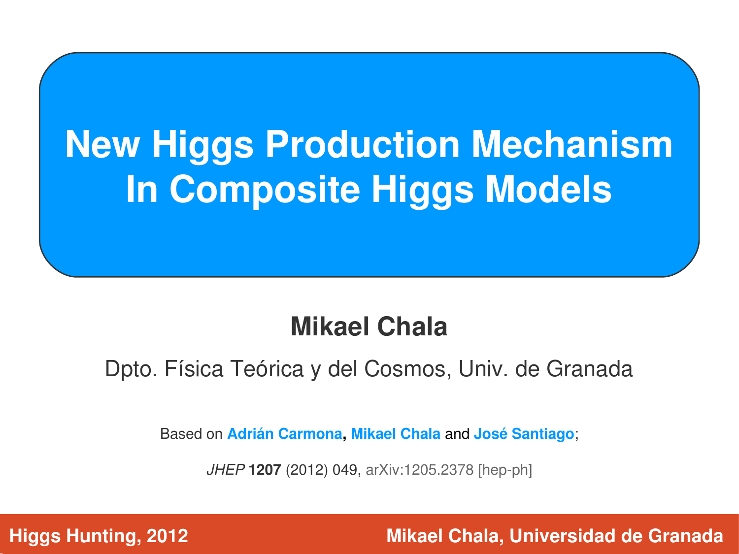# New Higgs Production Mechanism In Composite Higgs Models

**Mikael Chala**

Dpto. Física Teórica y del Cosmos, Univ. de Granada

Based on **Adrián Carmona**, **Mikael Chala** and **José Santiago**;

*JHEP* **1207** (2012) 049, arXiv:1205.2378 [hep-ph]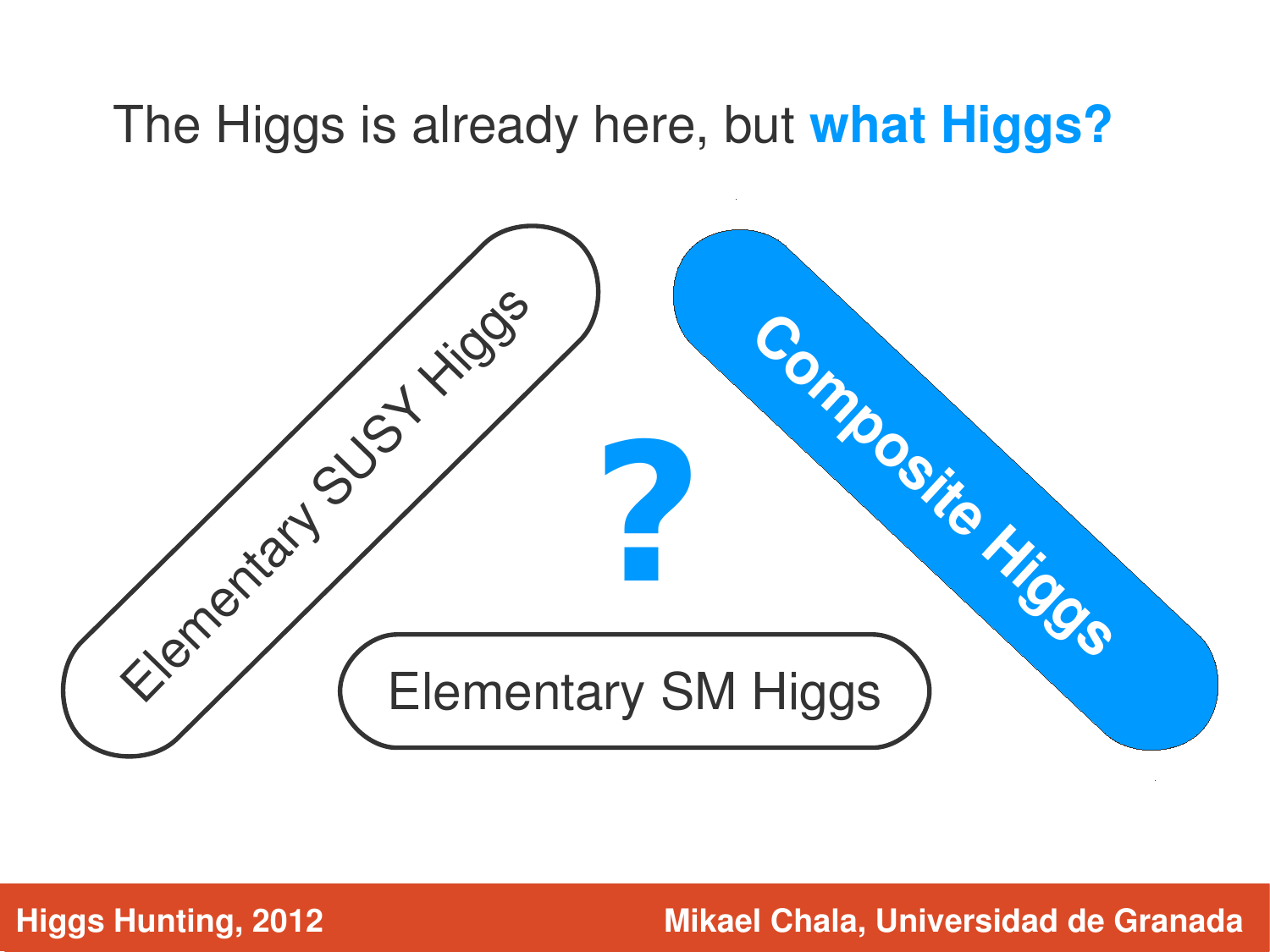# The Higgs is already here, but **what Higgs?**

Elementary SUSY Higgs

**Composite Higgs**

**?**

Elementary SM Higgs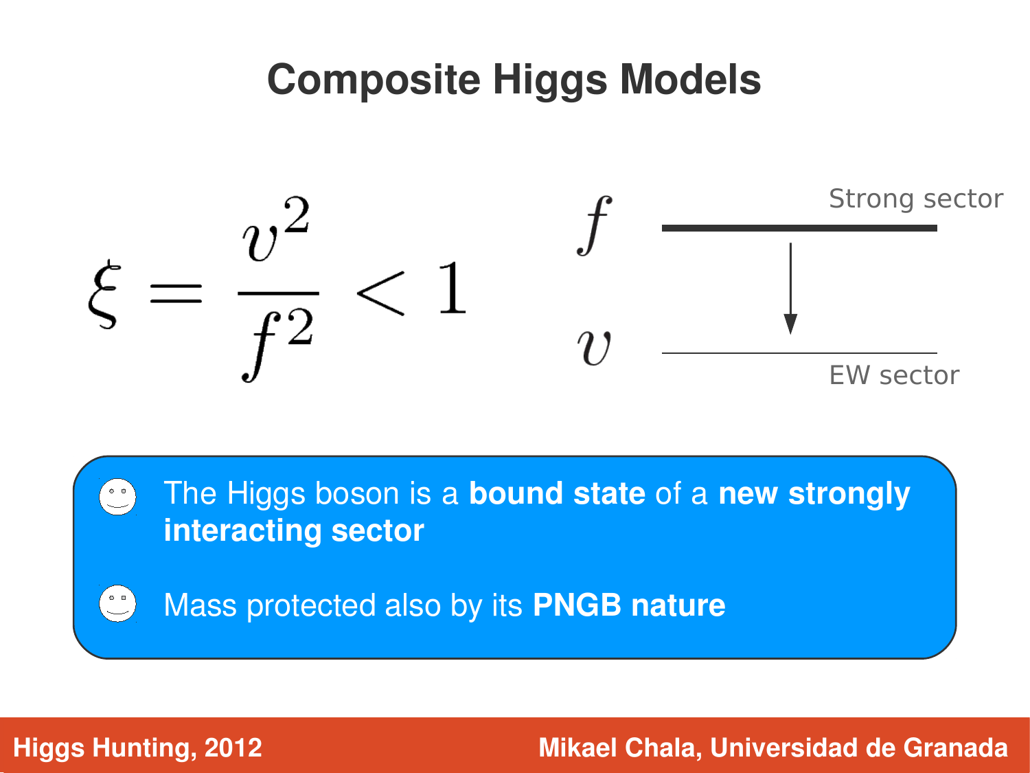# Composite Higgs Models

$$\xi = \frac{v^2}{f^2} < 1$$

$f$ — Strong sector

$v$ — EW sector

- The Higgs boson is a **bound state** of a **new strongly interacting sector**
- Mass protected also by its **PNGB nature**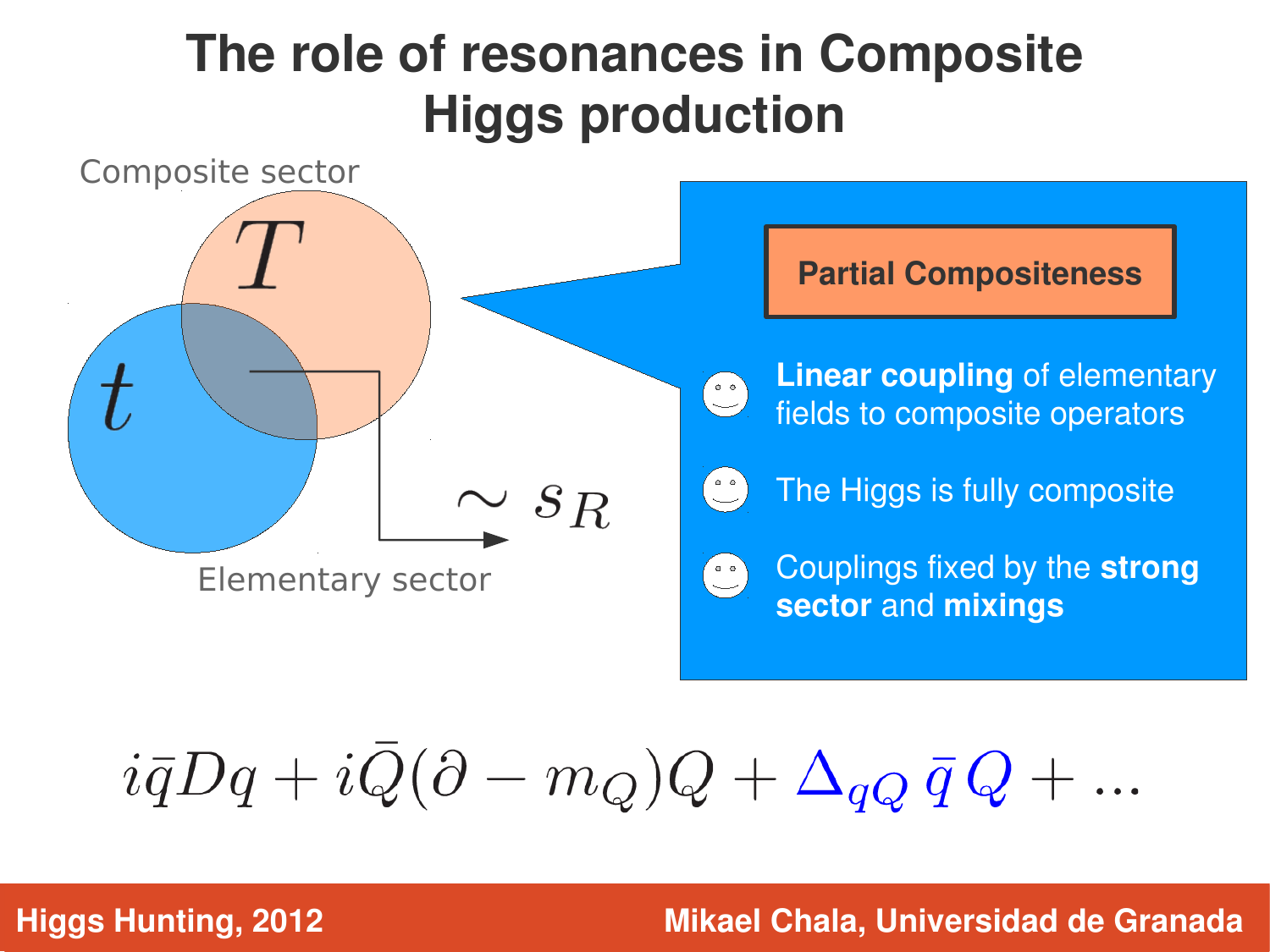# The role of resonances in Composite Higgs production

Composite sector

$T$

$t$

$\sim s_R$

Elementary sector

**Partial Compositeness**

- **Linear coupling** of elementary fields to composite operators
- The Higgs is fully composite
- Couplings fixed by the **strong sector** and **mixings**

$$i\bar{q}Dq + i\bar{Q}(\partial - m_Q)Q + \Delta_{qQ}\,\bar{q}\,Q + \ldots$$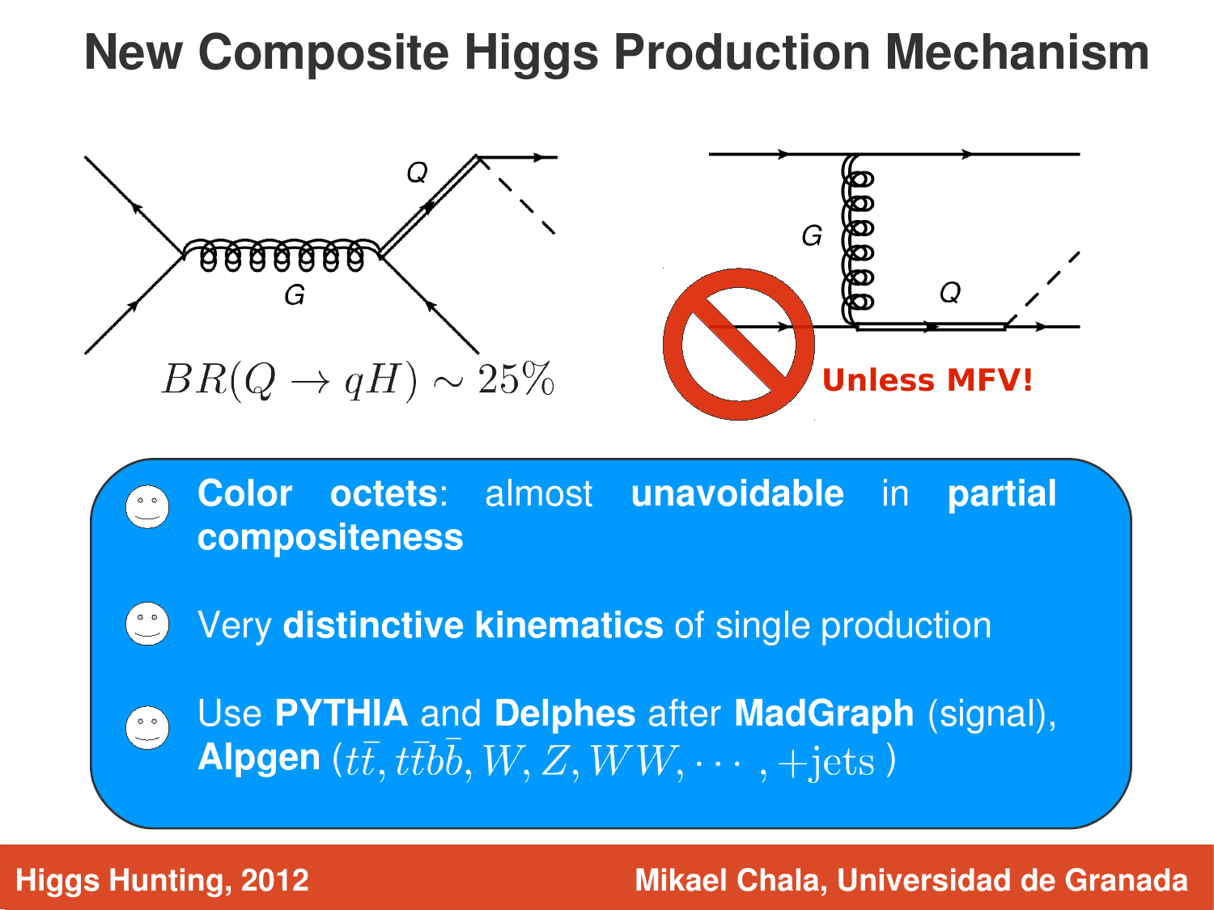# New Composite Higgs Production Mechanism

$BR(Q \to qH) \sim 25\%$

Unless MFV!

- **Color octets**: almost **unavoidable** in **partial compositeness**
- Very **distinctive kinematics** of single production
- Use **PYTHIA** and **Delphes** after **MadGraph** (signal), **Alpgen** ($t\bar{t}, t\bar{t}b\bar{b}, W, Z, WW, \cdots, +\text{jets}$)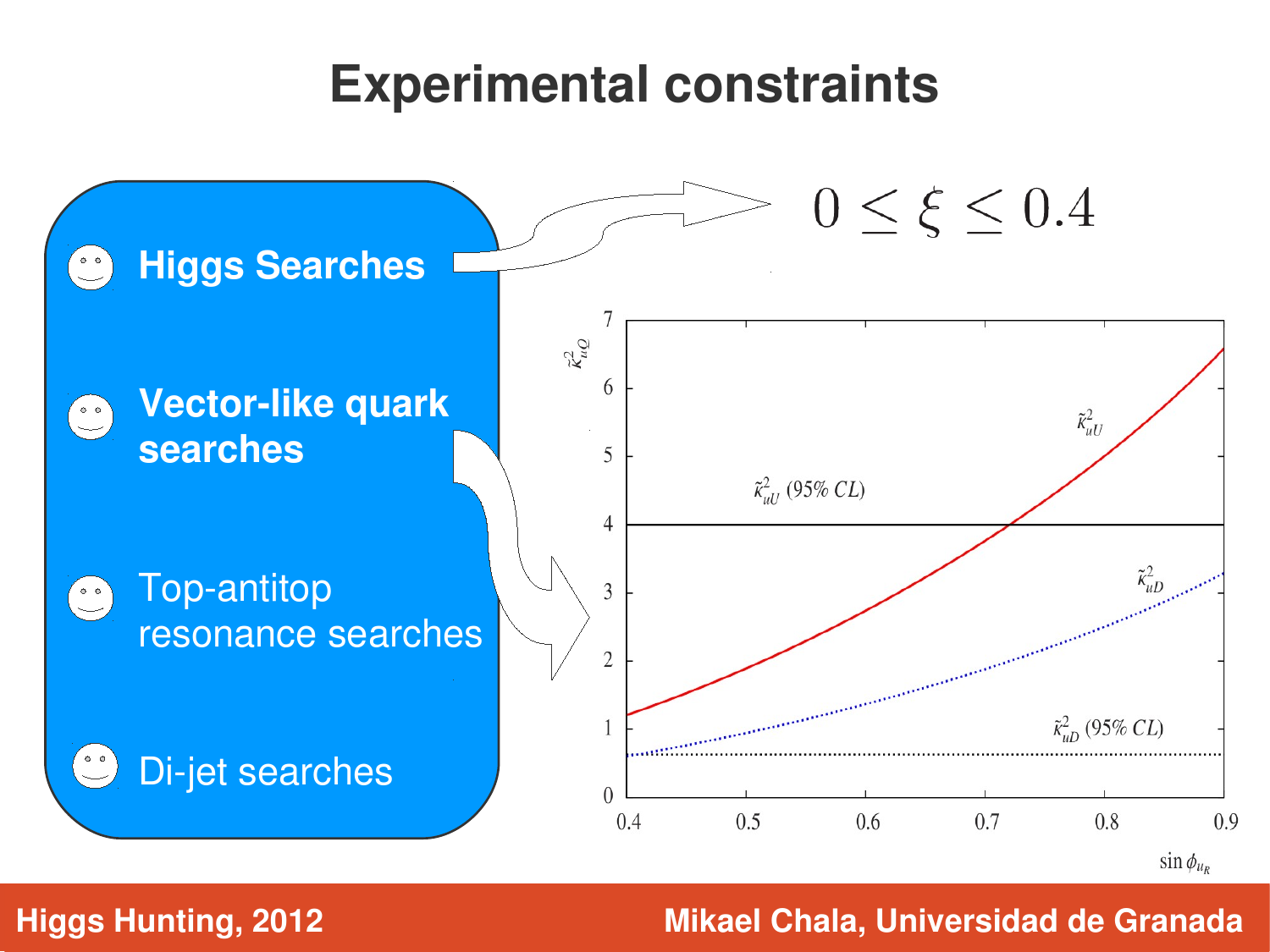# Experimental constraints

- **Higgs Searches** → $0 \leq \xi \leq 0.4$
- **Vector-like quark searches**
- Top-antitop resonance searches
- Di-jet searches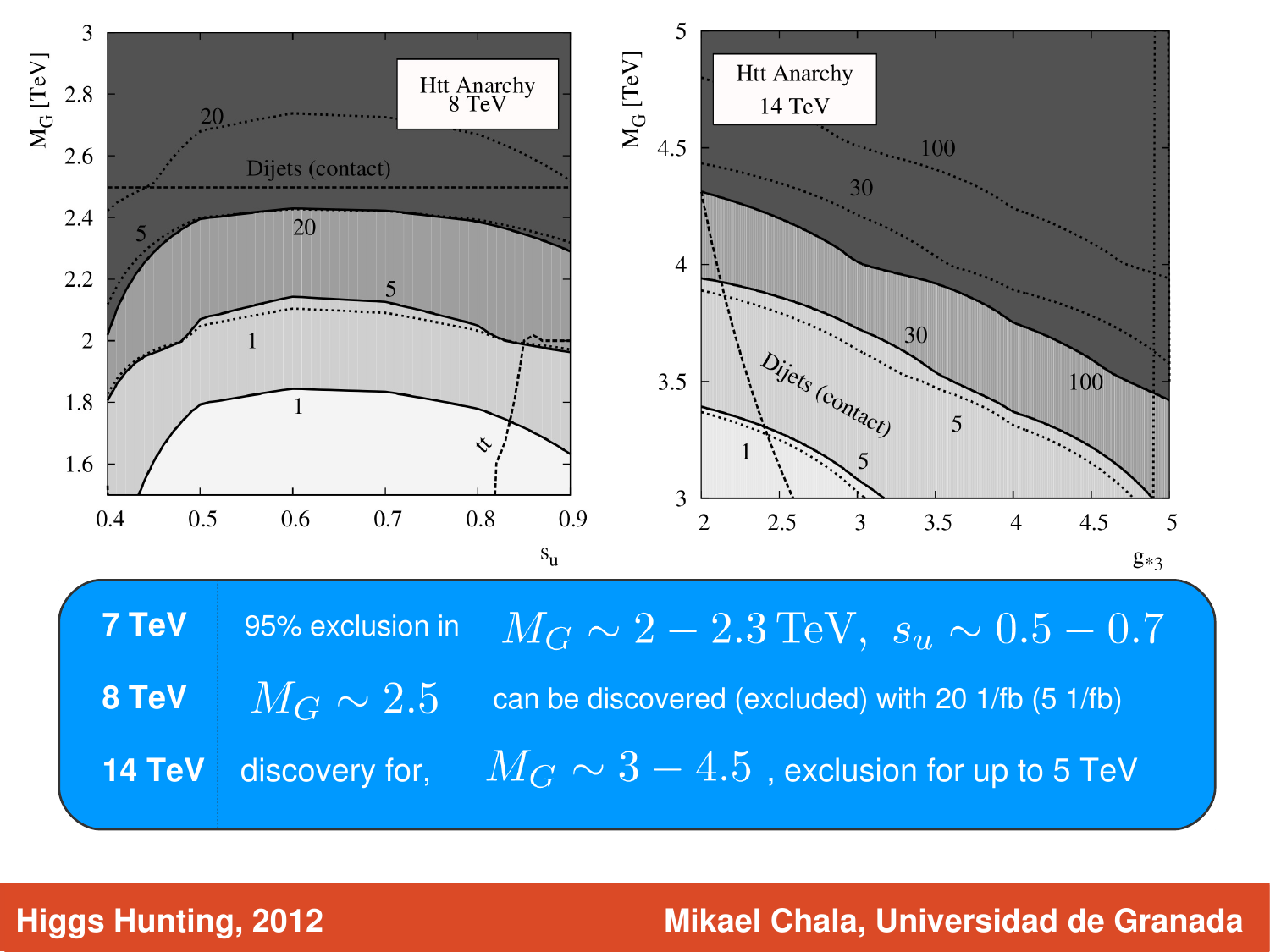| | |
|---|---|
| **7 TeV** | 95% exclusion in $M_G \sim 2 - 2.3\,\text{TeV},\ s_u \sim 0.5 - 0.7$ |
| **8 TeV** | $M_G \sim 2.5$ can be discovered (excluded) with 20 1/fb (5 1/fb) |
| **14 TeV** | discovery for, $M_G \sim 3 - 4.5$ , exclusion for up to 5 TeV |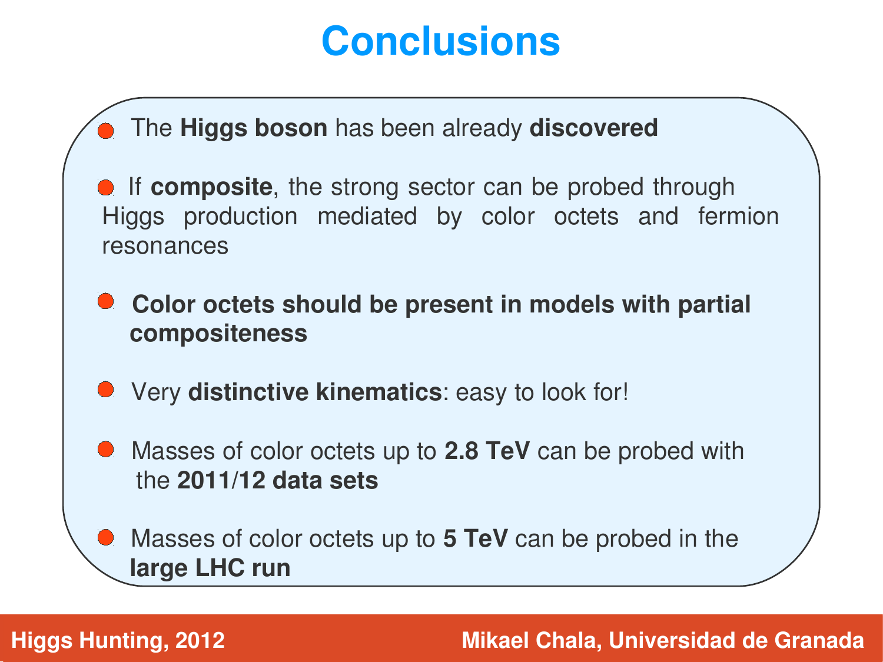# Conclusions

- The **Higgs boson** has been already **discovered**
- If **composite**, the strong sector can be probed through Higgs production mediated by color octets and fermion resonances
- **Color octets should be present in models with partial compositeness**
- Very **distinctive kinematics**: easy to look for!
- Masses of color octets up to **2.8 TeV** can be probed with the **2011/12 data sets**
- Masses of color octets up to **5 TeV** can be probed in the **large LHC run**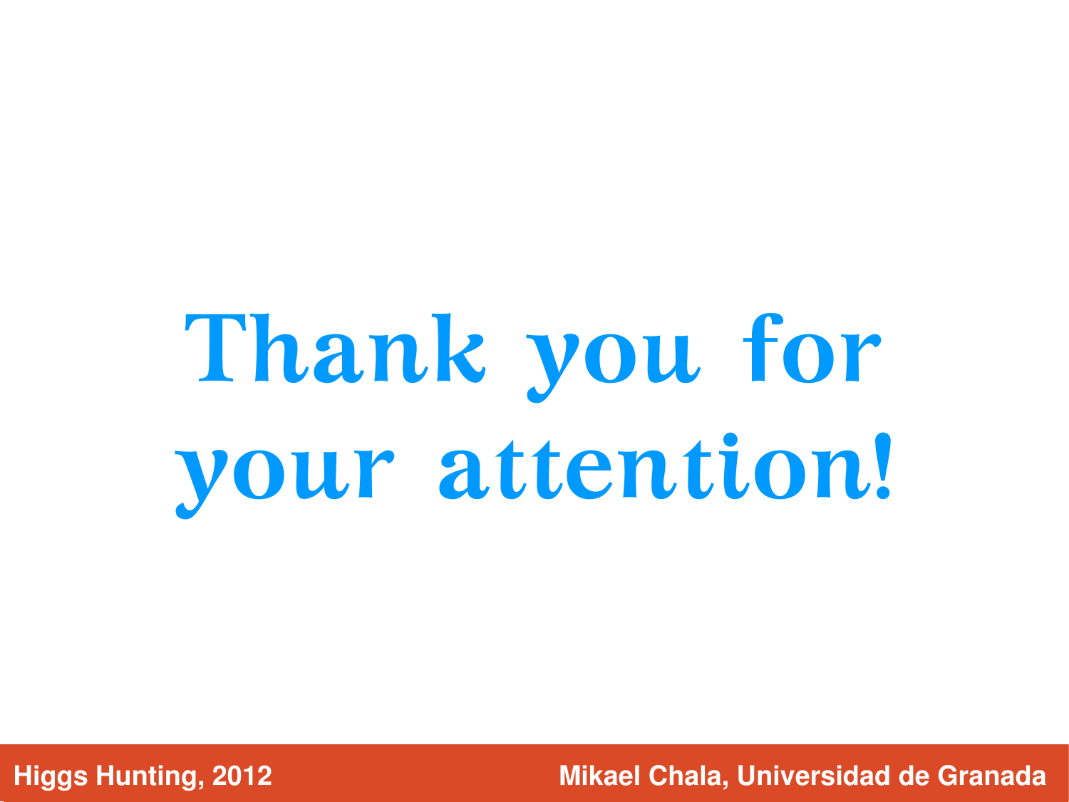# Thank you for your attention!